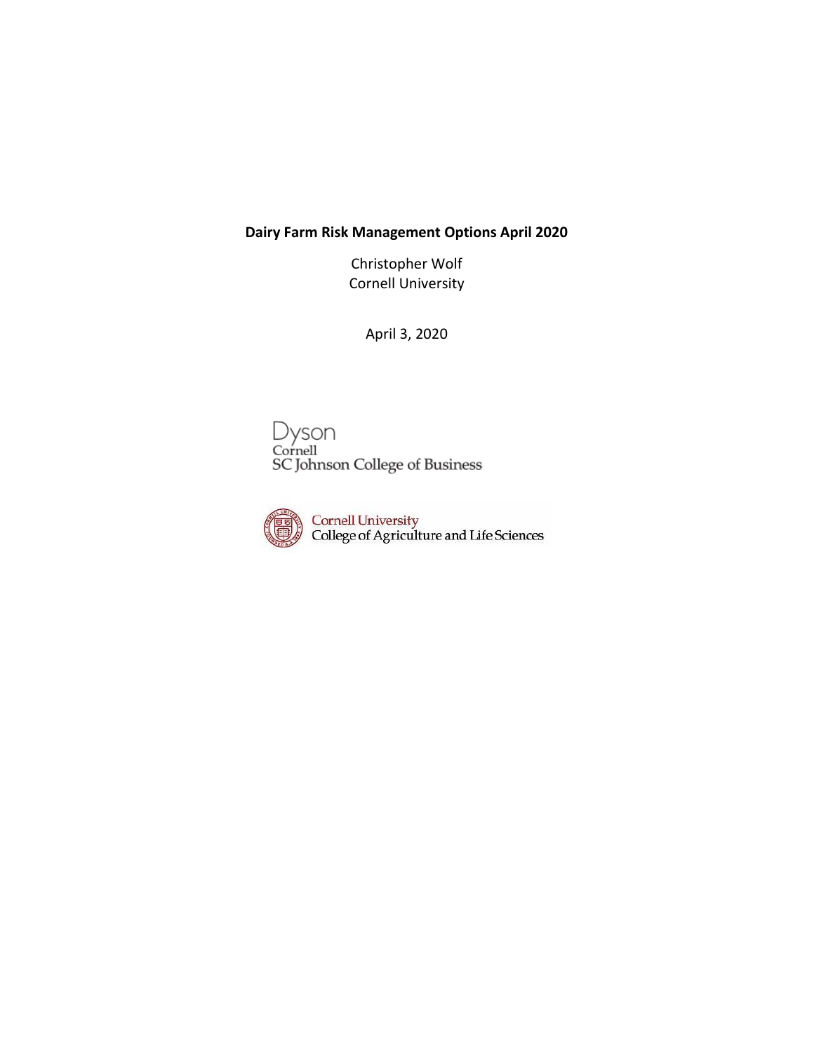# Dairy Farm Risk Management Options April 2020

Christopher Wolf
Cornell University

April 3, 2020

Dyson
Cornell
SC Johnson College of Business

Cornell University
College of Agriculture and Life Sciences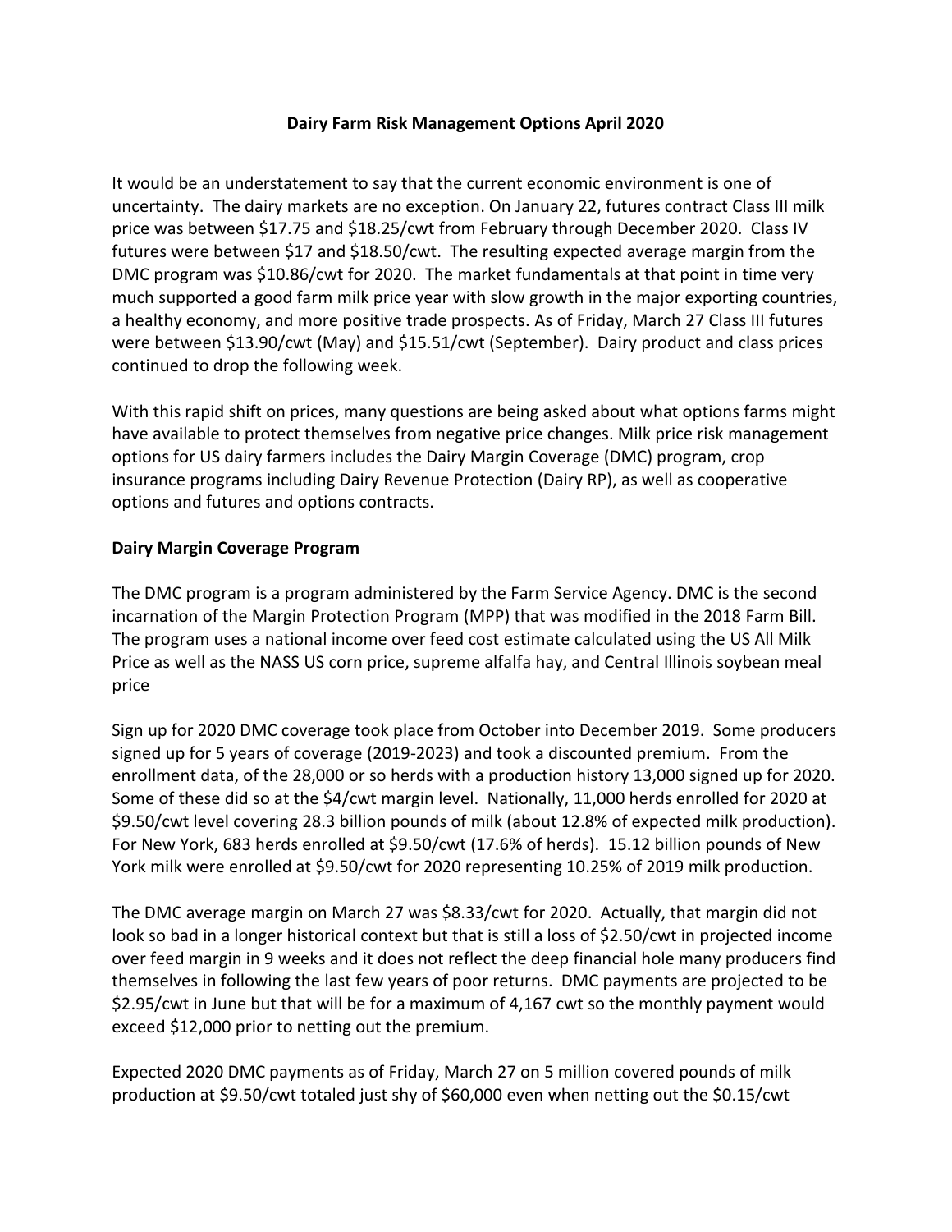**Dairy Farm Risk Management Options April 2020**

It would be an understatement to say that the current economic environment is one of uncertainty. The dairy markets are no exception. On January 22, futures contract Class III milk price was between $17.75 and $18.25/cwt from February through December 2020. Class IV futures were between $17 and $18.50/cwt. The resulting expected average margin from the DMC program was $10.86/cwt for 2020. The market fundamentals at that point in time very much supported a good farm milk price year with slow growth in the major exporting countries, a healthy economy, and more positive trade prospects. As of Friday, March 27 Class III futures were between $13.90/cwt (May) and $15.51/cwt (September). Dairy product and class prices continued to drop the following week.

With this rapid shift on prices, many questions are being asked about what options farms might have available to protect themselves from negative price changes. Milk price risk management options for US dairy farmers includes the Dairy Margin Coverage (DMC) program, crop insurance programs including Dairy Revenue Protection (Dairy RP), as well as cooperative options and futures and options contracts.

**Dairy Margin Coverage Program**

The DMC program is a program administered by the Farm Service Agency. DMC is the second incarnation of the Margin Protection Program (MPP) that was modified in the 2018 Farm Bill. The program uses a national income over feed cost estimate calculated using the US All Milk Price as well as the NASS US corn price, supreme alfalfa hay, and Central Illinois soybean meal price

Sign up for 2020 DMC coverage took place from October into December 2019. Some producers signed up for 5 years of coverage (2019-2023) and took a discounted premium. From the enrollment data, of the 28,000 or so herds with a production history 13,000 signed up for 2020. Some of these did so at the $4/cwt margin level. Nationally, 11,000 herds enrolled for 2020 at $9.50/cwt level covering 28.3 billion pounds of milk (about 12.8% of expected milk production). For New York, 683 herds enrolled at $9.50/cwt (17.6% of herds). 15.12 billion pounds of New York milk were enrolled at $9.50/cwt for 2020 representing 10.25% of 2019 milk production.

The DMC average margin on March 27 was $8.33/cwt for 2020. Actually, that margin did not look so bad in a longer historical context but that is still a loss of $2.50/cwt in projected income over feed margin in 9 weeks and it does not reflect the deep financial hole many producers find themselves in following the last few years of poor returns. DMC payments are projected to be $2.95/cwt in June but that will be for a maximum of 4,167 cwt so the monthly payment would exceed $12,000 prior to netting out the premium.

Expected 2020 DMC payments as of Friday, March 27 on 5 million covered pounds of milk production at $9.50/cwt totaled just shy of $60,000 even when netting out the $0.15/cwt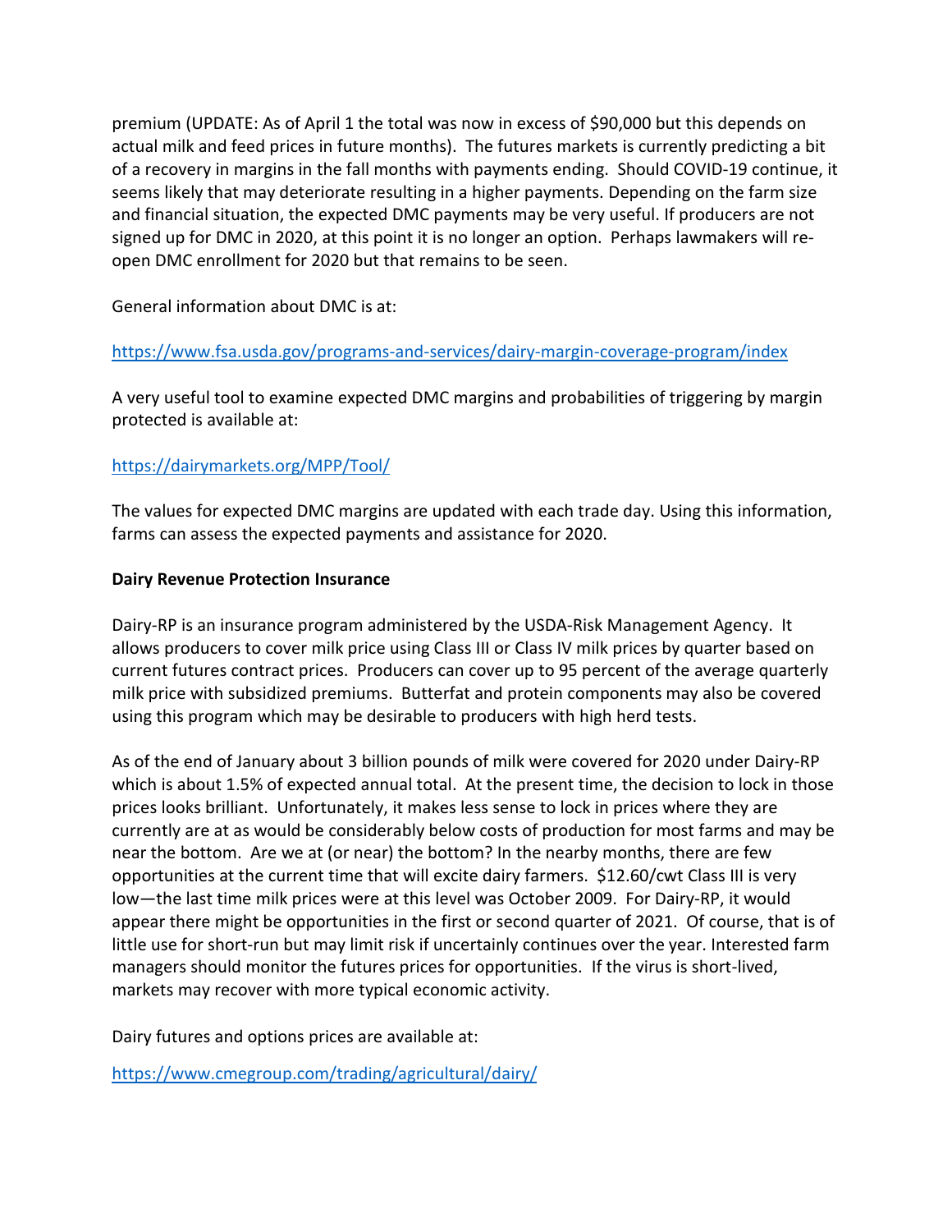premium (UPDATE: As of April 1 the total was now in excess of $90,000 but this depends on actual milk and feed prices in future months). The futures markets is currently predicting a bit of a recovery in margins in the fall months with payments ending. Should COVID-19 continue, it seems likely that may deteriorate resulting in a higher payments. Depending on the farm size and financial situation, the expected DMC payments may be very useful. If producers are not signed up for DMC in 2020, at this point it is no longer an option. Perhaps lawmakers will re-open DMC enrollment for 2020 but that remains to be seen.

General information about DMC is at:

https://www.fsa.usda.gov/programs-and-services/dairy-margin-coverage-program/index

A very useful tool to examine expected DMC margins and probabilities of triggering by margin protected is available at:

https://dairymarkets.org/MPP/Tool/

The values for expected DMC margins are updated with each trade day. Using this information, farms can assess the expected payments and assistance for 2020.

**Dairy Revenue Protection Insurance**

Dairy-RP is an insurance program administered by the USDA-Risk Management Agency. It allows producers to cover milk price using Class III or Class IV milk prices by quarter based on current futures contract prices. Producers can cover up to 95 percent of the average quarterly milk price with subsidized premiums. Butterfat and protein components may also be covered using this program which may be desirable to producers with high herd tests.

As of the end of January about 3 billion pounds of milk were covered for 2020 under Dairy-RP which is about 1.5% of expected annual total. At the present time, the decision to lock in those prices looks brilliant. Unfortunately, it makes less sense to lock in prices where they are currently are at as would be considerably below costs of production for most farms and may be near the bottom. Are we at (or near) the bottom? In the nearby months, there are few opportunities at the current time that will excite dairy farmers. $12.60/cwt Class III is very low—the last time milk prices were at this level was October 2009. For Dairy-RP, it would appear there might be opportunities in the first or second quarter of 2021. Of course, that is of little use for short-run but may limit risk if uncertainly continues over the year. Interested farm managers should monitor the futures prices for opportunities. If the virus is short-lived, markets may recover with more typical economic activity.

Dairy futures and options prices are available at:

https://www.cmegroup.com/trading/agricultural/dairy/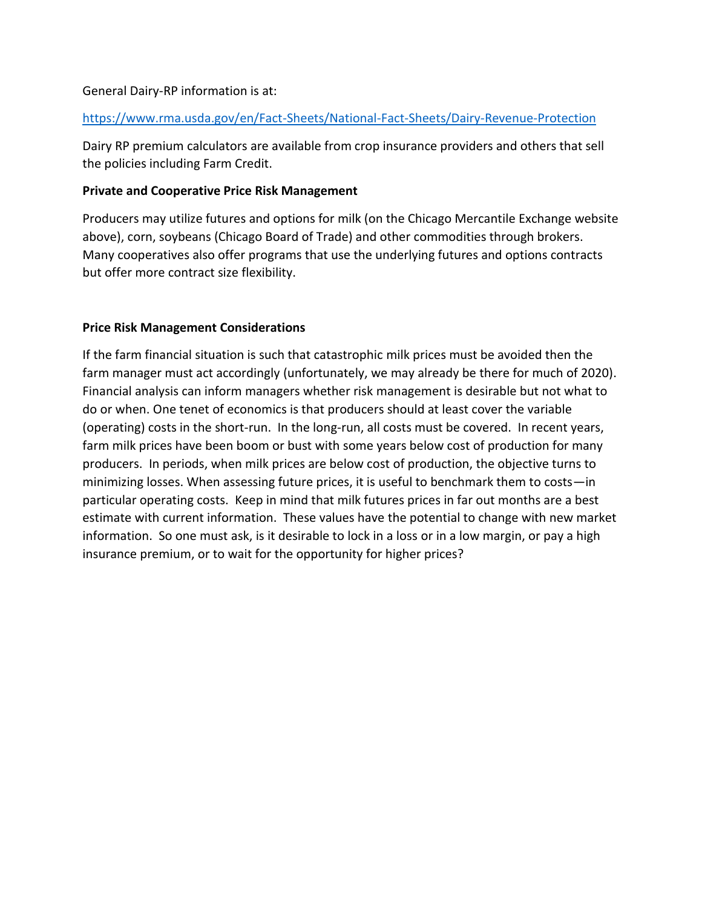General Dairy-RP information is at:

[https://www.rma.usda.gov/en/Fact-Sheets/National-Fact-Sheets/Dairy-Revenue-Protection](https://www.rma.usda.gov/en/Fact-Sheets/National-Fact-Sheets/Dairy-Revenue-Protection)

Dairy RP premium calculators are available from crop insurance providers and others that sell the policies including Farm Credit.

**Private and Cooperative Price Risk Management**

Producers may utilize futures and options for milk (on the Chicago Mercantile Exchange website above), corn, soybeans (Chicago Board of Trade) and other commodities through brokers. Many cooperatives also offer programs that use the underlying futures and options contracts but offer more contract size flexibility.

**Price Risk Management Considerations**

If the farm financial situation is such that catastrophic milk prices must be avoided then the farm manager must act accordingly (unfortunately, we may already be there for much of 2020). Financial analysis can inform managers whether risk management is desirable but not what to do or when. One tenet of economics is that producers should at least cover the variable (operating) costs in the short-run. In the long-run, all costs must be covered. In recent years, farm milk prices have been boom or bust with some years below cost of production for many producers. In periods, when milk prices are below cost of production, the objective turns to minimizing losses. When assessing future prices, it is useful to benchmark them to costs—in particular operating costs. Keep in mind that milk futures prices in far out months are a best estimate with current information. These values have the potential to change with new market information. So one must ask, is it desirable to lock in a loss or in a low margin, or pay a high insurance premium, or to wait for the opportunity for higher prices?